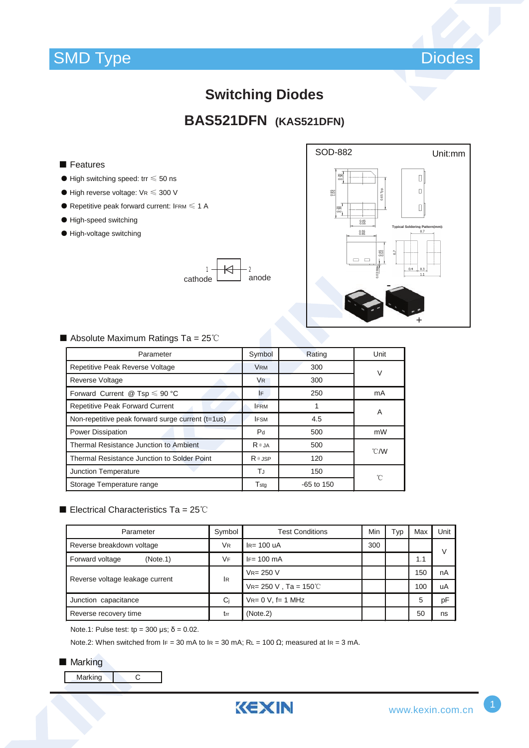SMD Type　　　　　　　　　　　　　　　　　　　　　　　　　　　　　　Diodes

# Switching Diodes

## BAS521DFN (KAS521DFN)

### ■ Features

- High switching speed: trr ≤ 50 ns
- High reverse voltage: $V_R$ ≤ 300 V
- Repetitive peak forward current: $I_{FRM}$ ≤ 1 A
- High-speed switching
- High-voltage switching

1 cathode — 2 anode

SOD-882　Unit:mm

Typical Soldering Pattern(mm):

### ■ Absolute Maximum Ratings Ta = 25℃

| Parameter | Symbol | Rating | Unit |
|---|---|---|---|
| Repetitive Peak Reverse Voltage | $V_{RM}$ | 300 | V |
| Reverse Voltage | $V_R$ | 300 | |
| Forward Current @ Tsp ≤ 90 °C | $I_F$ | 250 | mA |
| Repetitive Peak Forward Current | $I_{FRM}$ | 1 | A |
| Non-repetitive peak forward surge current (t=1us) | $I_{FSM}$ | 4.5 | |
| Power Dissipation | $P_d$ | 500 | mW |
| Thermal Resistance Junction to Ambient | $R_{\theta JA}$ | 500 | ℃/W |
| Thermal Resistance Junction to Solder Point | $R_{\theta JSP}$ | 120 | |
| Junction Temperature | $T_J$ | 150 | ℃ |
| Storage Temperature range | $T_{stg}$ | -65 to 150 | |

### ■ Electrical Characteristics Ta = 25℃

| Parameter | Symbol | Test Conditions | Min | Typ | Max | Unit |
|---|---|---|---|---|---|---|
| Reverse breakdown voltage | $V_R$ | $I_R$= 100 uA | 300 | | | V |
| Forward voltage (Note.1) | $V_F$ | $I_F$= 100 mA | | | 1.1 | |
| Reverse voltage leakage current | $I_R$ | $V_R$= 250 V | | | 150 | nA |
| | | $V_R$= 250 V , Ta = 150℃ | | | 100 | uA |
| Junction capacitance | $C_j$ | $V_R$= 0 V, f= 1 MHz | | | 5 | pF |
| Reverse recovery time | trr | (Note.2) | | | 50 | ns |

Note.1: Pulse test: tp = 300 μs; δ = 0.02.

Note.2: When switched from $I_F$ = 30 mA to $I_R$ = 30 mA; $R_L$ = 100 Ω; measured at $I_R$ = 3 mA.

### ■ Marking

| Marking | C |
|---|---|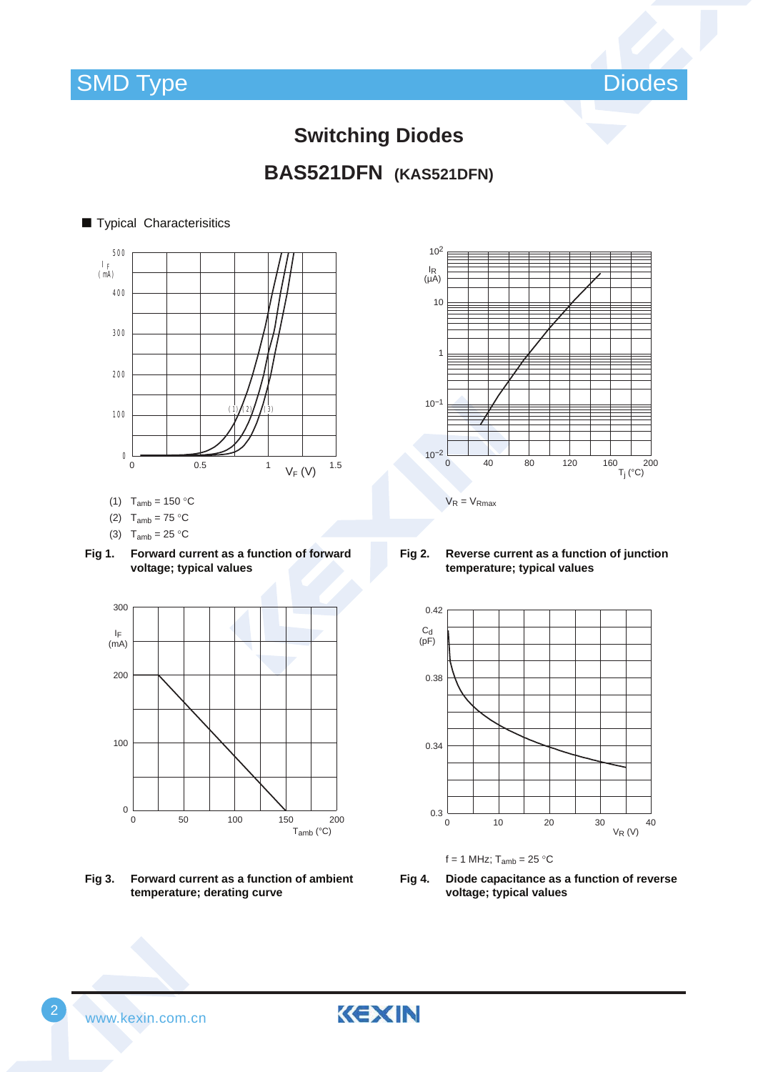# Switching Diodes

## BAS521DFN (KAS521DFN)

■ Typical Characterisitics

(1) $T_{amb}$ = 150 °C

(2) $T_{amb}$ = 75 °C

(3) $T_{amb}$ = 25 °C

**Fig 1. Forward current as a function of forward voltage; typical values**

$V_R = V_{Rmax}$

**Fig 2. Reverse current as a function of junction temperature; typical values**

**Fig 3. Forward current as a function of ambient temperature; derating curve**

f = 1 MHz; $T_{amb}$ = 25 °C

**Fig 4. Diode capacitance as a function of reverse voltage; typical values**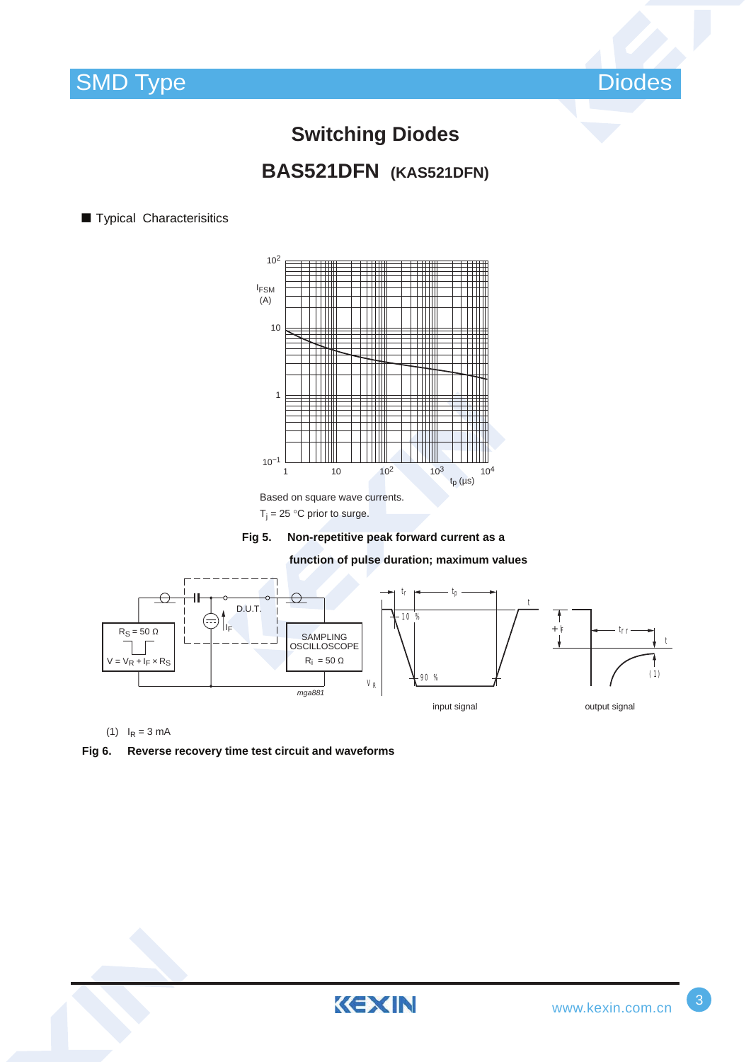# Switching Diodes

## BAS521DFN (KAS521DFN)

■ Typical Characterisitics

$10^2$

$I_{FSM}$ (A)

10

1

$10^{-1}$

1

10

$10^2$

$10^3$

$10^4$

$t_p$ (µs)

Based on square wave currents.

$T_j$ = 25 °C prior to surge.

**Fig 5. Non-repetitive peak forward current as a function of pulse duration; maximum values**

D.U.T.

$R_S$ = 50 Ω

$V = V_R + I_F \times R_S$

$I_F$

SAMPLING OSCILLOSCOPE

$R_i$ = 50 Ω

mga881

$t_r$

$t_p$

t

10 %

90 %

$V_R$

input signal

$+I_F$

$t_{rr}$

t

(1)

output signal

(1) $I_R$ = 3 mA

**Fig 6. Reverse recovery time test circuit and waveforms**